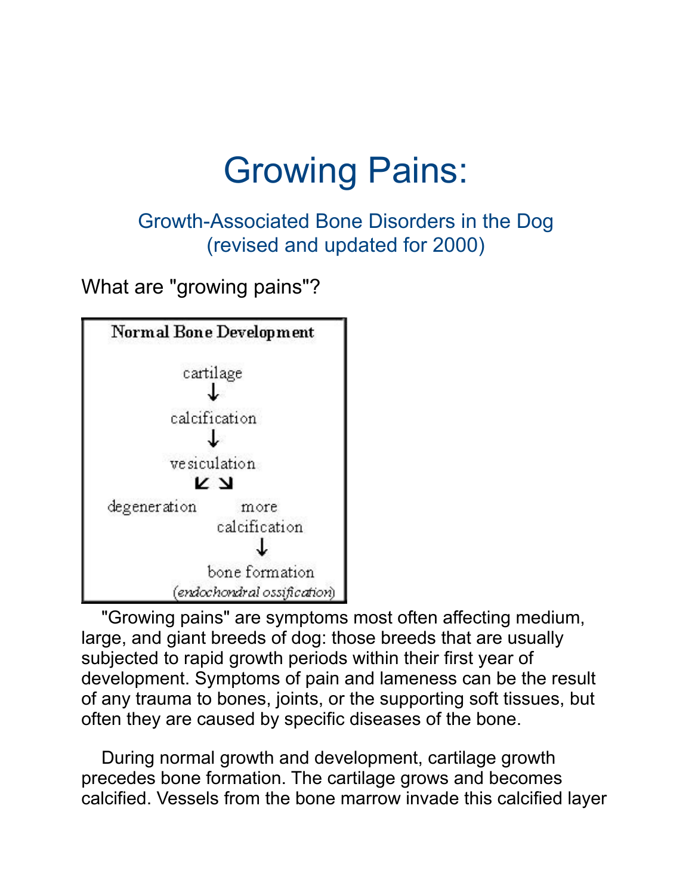# Growing Pains:

## Growth-Associated Bone Disorders in the Dog
## (revised and updated for 2000)

### What are "growing pains"?

**Normal Bone Development**

```
        cartilage
            ↓
      calcification
            ↓
       vesiculation
          ↙   ↘
degeneration    more
              calcification
                  ↓
            bone formation
        (endochondral ossification)
```

"Growing pains" are symptoms most often affecting medium, large, and giant breeds of dog: those breeds that are usually subjected to rapid growth periods within their first year of development. Symptoms of pain and lameness can be the result of any trauma to bones, joints, or the supporting soft tissues, but often they are caused by specific diseases of the bone.

During normal growth and development, cartilage growth precedes bone formation. The cartilage grows and becomes calcified. Vessels from the bone marrow invade this calcified layer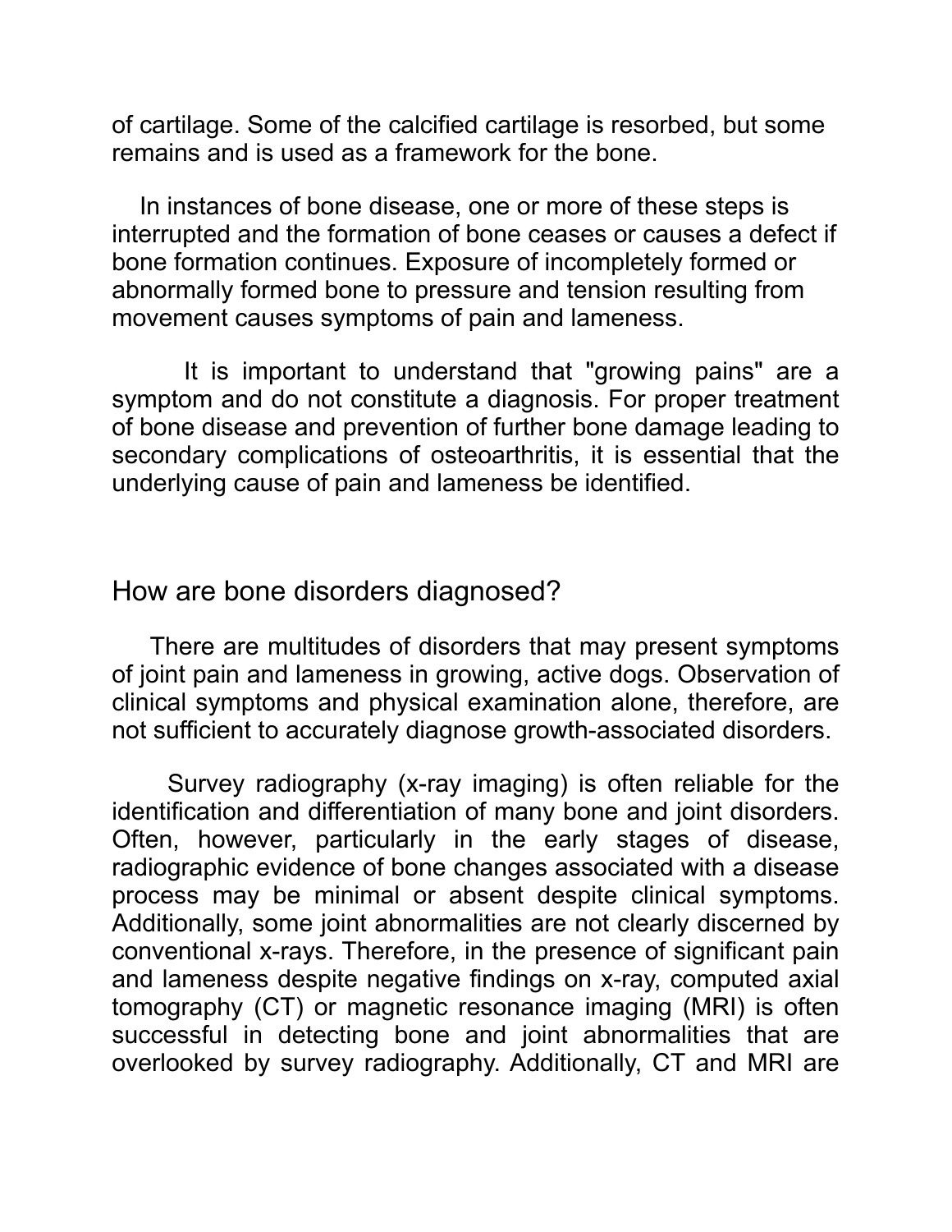of cartilage. Some of the calcified cartilage is resorbed, but some remains and is used as a framework for the bone.

In instances of bone disease, one or more of these steps is interrupted and the formation of bone ceases or causes a defect if bone formation continues. Exposure of incompletely formed or abnormally formed bone to pressure and tension resulting from movement causes symptoms of pain and lameness.

It is important to understand that "growing pains" are a symptom and do not constitute a diagnosis. For proper treatment of bone disease and prevention of further bone damage leading to secondary complications of osteoarthritis, it is essential that the underlying cause of pain and lameness be identified.

## How are bone disorders diagnosed?

There are multitudes of disorders that may present symptoms of joint pain and lameness in growing, active dogs. Observation of clinical symptoms and physical examination alone, therefore, are not sufficient to accurately diagnose growth-associated disorders.

Survey radiography (x-ray imaging) is often reliable for the identification and differentiation of many bone and joint disorders. Often, however, particularly in the early stages of disease, radiographic evidence of bone changes associated with a disease process may be minimal or absent despite clinical symptoms. Additionally, some joint abnormalities are not clearly discerned by conventional x-rays. Therefore, in the presence of significant pain and lameness despite negative findings on x-ray, computed axial tomography (CT) or magnetic resonance imaging (MRI) is often successful in detecting bone and joint abnormalities that are overlooked by survey radiography. Additionally, CT and MRI are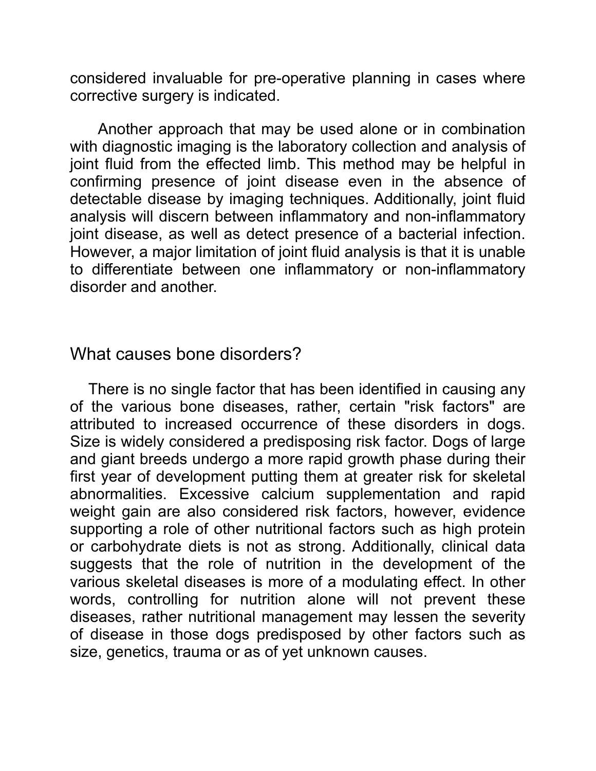considered invaluable for pre-operative planning in cases where corrective surgery is indicated.

Another approach that may be used alone or in combination with diagnostic imaging is the laboratory collection and analysis of joint fluid from the effected limb. This method may be helpful in confirming presence of joint disease even in the absence of detectable disease by imaging techniques. Additionally, joint fluid analysis will discern between inflammatory and non-inflammatory joint disease, as well as detect presence of a bacterial infection. However, a major limitation of joint fluid analysis is that it is unable to differentiate between one inflammatory or non-inflammatory disorder and another.

## What causes bone disorders?

There is no single factor that has been identified in causing any of the various bone diseases, rather, certain "risk factors" are attributed to increased occurrence of these disorders in dogs. Size is widely considered a predisposing risk factor. Dogs of large and giant breeds undergo a more rapid growth phase during their first year of development putting them at greater risk for skeletal abnormalities. Excessive calcium supplementation and rapid weight gain are also considered risk factors, however, evidence supporting a role of other nutritional factors such as high protein or carbohydrate diets is not as strong. Additionally, clinical data suggests that the role of nutrition in the development of the various skeletal diseases is more of a modulating effect. In other words, controlling for nutrition alone will not prevent these diseases, rather nutritional management may lessen the severity of disease in those dogs predisposed by other factors such as size, genetics, trauma or as of yet unknown causes.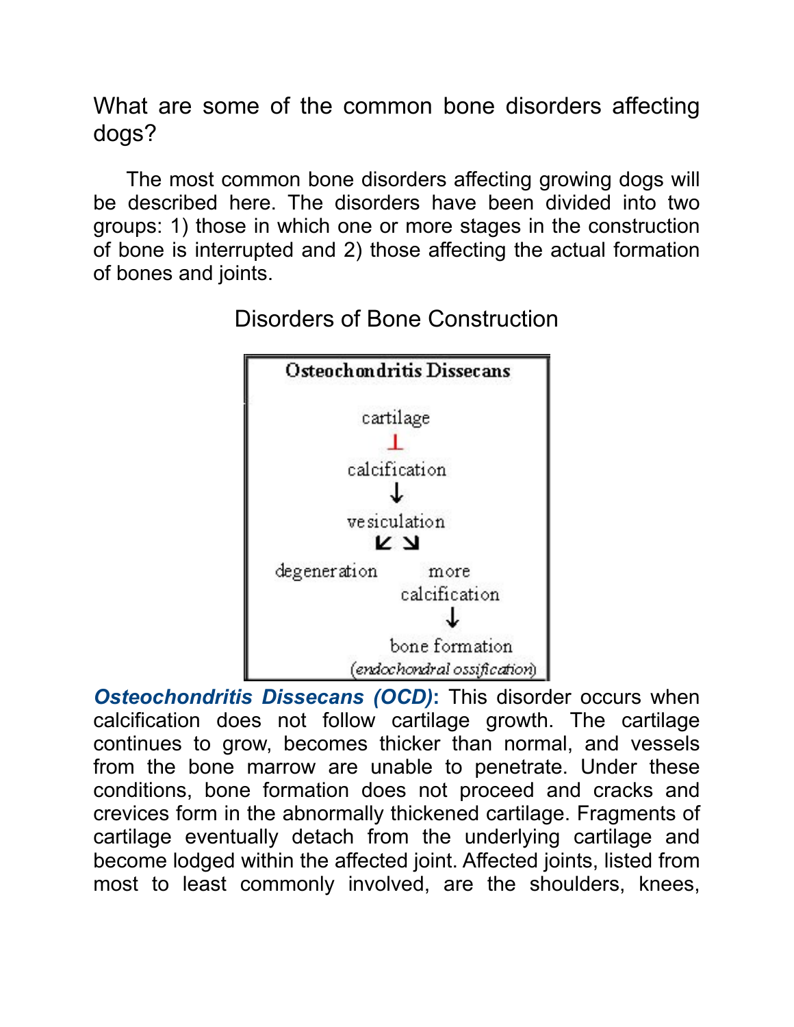What are some of the common bone disorders affecting dogs?

The most common bone disorders affecting growing dogs will be described here. The disorders have been divided into two groups: 1) those in which one or more stages in the construction of bone is interrupted and 2) those affecting the actual formation of bones and joints.

## Disorders of Bone Construction

**Osteochondritis Dissecans**

cartilage
⊥
calcification
↓
vesiculation
↙ ↘
degeneration | more calcification
↓
bone formation
*(endochondral ossification)*

***Osteochondritis Dissecans (OCD)*****:** This disorder occurs when calcification does not follow cartilage growth. The cartilage continues to grow, becomes thicker than normal, and vessels from the bone marrow are unable to penetrate. Under these conditions, bone formation does not proceed and cracks and crevices form in the abnormally thickened cartilage. Fragments of cartilage eventually detach from the underlying cartilage and become lodged within the affected joint. Affected joints, listed from most to least commonly involved, are the shoulders, knees,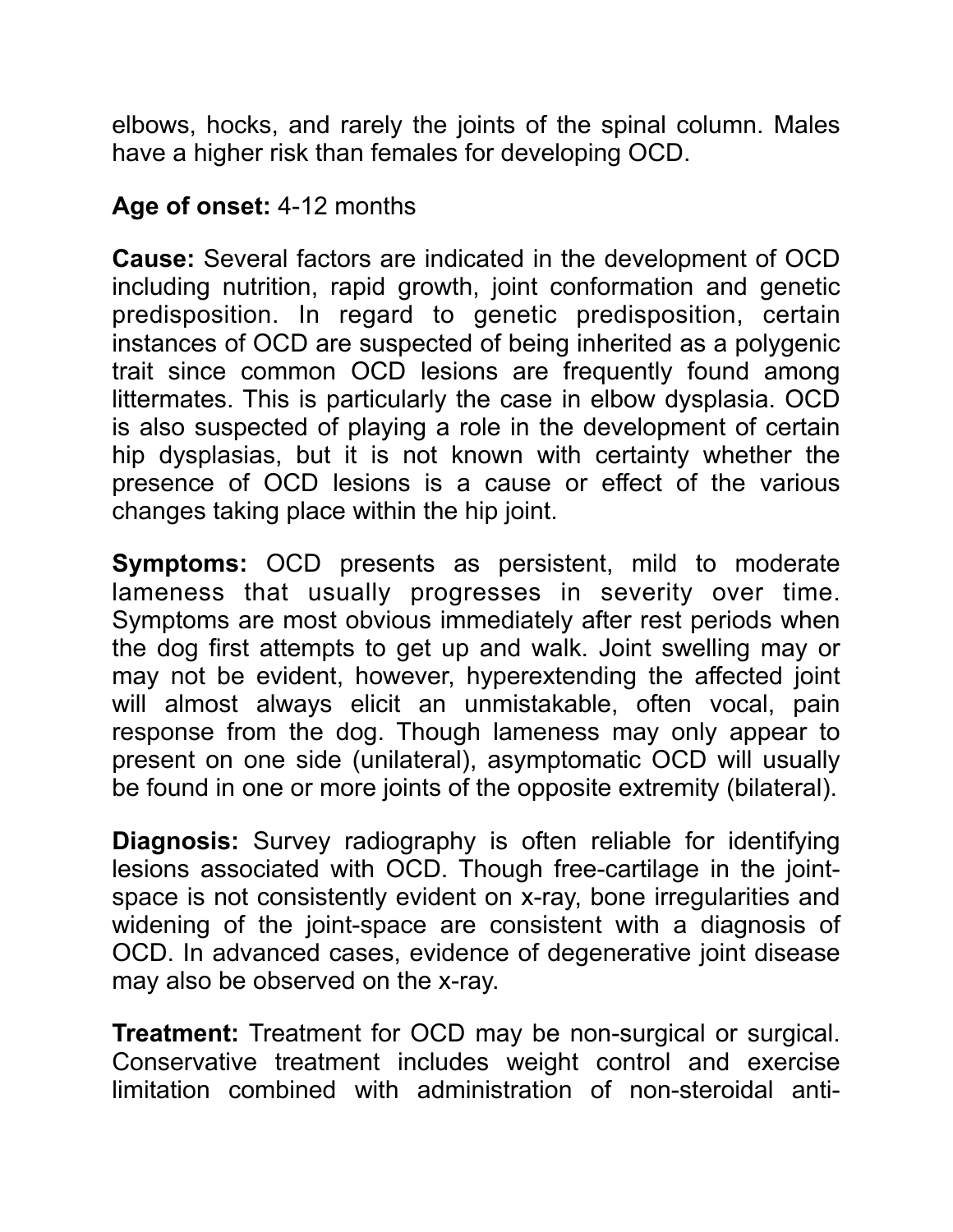elbows, hocks, and rarely the joints of the spinal column. Males have a higher risk than females for developing OCD.

**Age of onset:** 4-12 months

**Cause:** Several factors are indicated in the development of OCD including nutrition, rapid growth, joint conformation and genetic predisposition. In regard to genetic predisposition, certain instances of OCD are suspected of being inherited as a polygenic trait since common OCD lesions are frequently found among littermates. This is particularly the case in elbow dysplasia. OCD is also suspected of playing a role in the development of certain hip dysplasias, but it is not known with certainty whether the presence of OCD lesions is a cause or effect of the various changes taking place within the hip joint.

**Symptoms:** OCD presents as persistent, mild to moderate lameness that usually progresses in severity over time. Symptoms are most obvious immediately after rest periods when the dog first attempts to get up and walk. Joint swelling may or may not be evident, however, hyperextending the affected joint will almost always elicit an unmistakable, often vocal, pain response from the dog. Though lameness may only appear to present on one side (unilateral), asymptomatic OCD will usually be found in one or more joints of the opposite extremity (bilateral).

**Diagnosis:** Survey radiography is often reliable for identifying lesions associated with OCD. Though free-cartilage in the joint-space is not consistently evident on x-ray, bone irregularities and widening of the joint-space are consistent with a diagnosis of OCD. In advanced cases, evidence of degenerative joint disease may also be observed on the x-ray.

**Treatment:** Treatment for OCD may be non-surgical or surgical. Conservative treatment includes weight control and exercise limitation combined with administration of non-steroidal anti-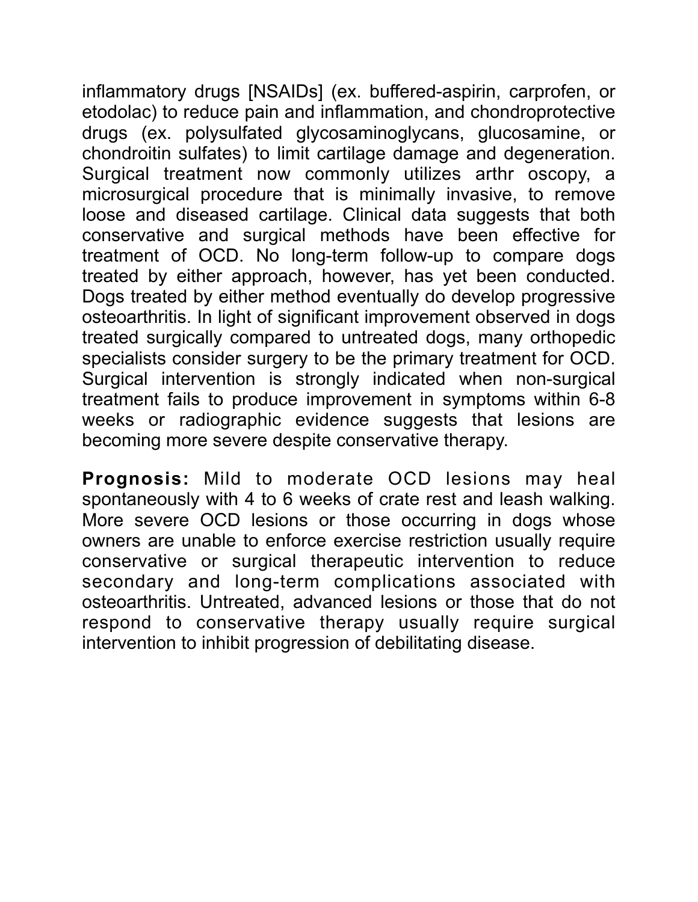inflammatory drugs [NSAIDs] (ex. buffered-aspirin, carprofen, or etodolac) to reduce pain and inflammation, and chondroprotective drugs (ex. polysulfated glycosaminoglycans, glucosamine, or chondroitin sulfates) to limit cartilage damage and degeneration. Surgical treatment now commonly utilizes arthr oscopy, a microsurgical procedure that is minimally invasive, to remove loose and diseased cartilage. Clinical data suggests that both conservative and surgical methods have been effective for treatment of OCD. No long-term follow-up to compare dogs treated by either approach, however, has yet been conducted. Dogs treated by either method eventually do develop progressive osteoarthritis. In light of significant improvement observed in dogs treated surgically compared to untreated dogs, many orthopedic specialists consider surgery to be the primary treatment for OCD. Surgical intervention is strongly indicated when non-surgical treatment fails to produce improvement in symptoms within 6-8 weeks or radiographic evidence suggests that lesions are becoming more severe despite conservative therapy.

**Prognosis:** Mild to moderate OCD lesions may heal spontaneously with 4 to 6 weeks of crate rest and leash walking. More severe OCD lesions or those occurring in dogs whose owners are unable to enforce exercise restriction usually require conservative or surgical therapeutic intervention to reduce secondary and long-term complications associated with osteoarthritis. Untreated, advanced lesions or those that do not respond to conservative therapy usually require surgical intervention to inhibit progression of debilitating disease.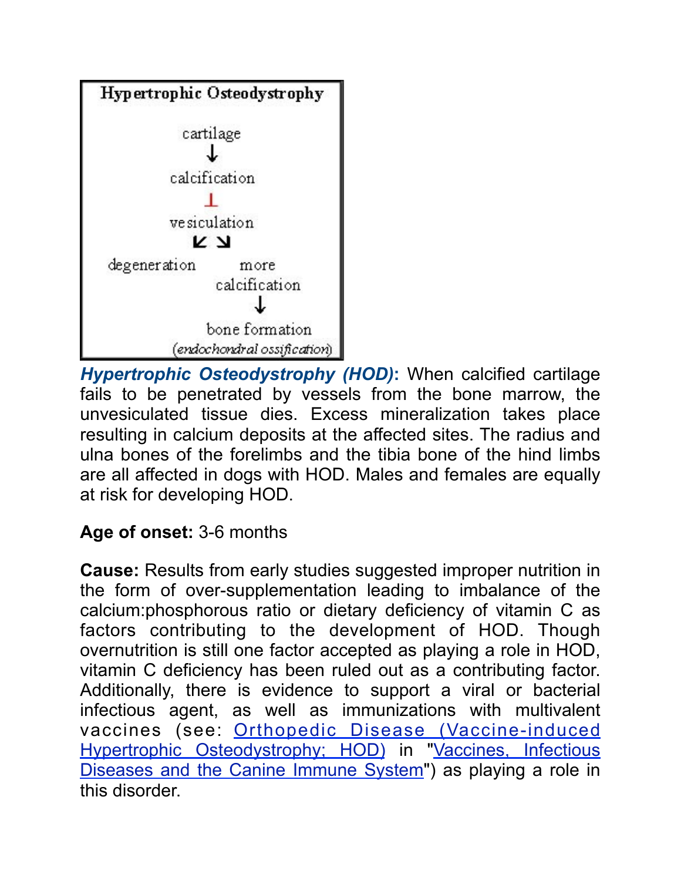**Hypertrophic Osteodystrophy**

cartilage
↓
calcification
⊥
vesiculation
↙ ↘
degeneration — more calcification
↓
bone formation
*(endochondral ossification)*

***Hypertrophic Osteodystrophy (HOD)*:** When calcified cartilage fails to be penetrated by vessels from the bone marrow, the unvesiculated tissue dies. Excess mineralization takes place resulting in calcium deposits at the affected sites. The radius and ulna bones of the forelimbs and the tibia bone of the hind limbs are all affected in dogs with HOD. Males and females are equally at risk for developing HOD.

**Age of onset:** 3-6 months

**Cause:** Results from early studies suggested improper nutrition in the form of over-supplementation leading to imbalance of the calcium:phosphorous ratio or dietary deficiency of vitamin C as factors contributing to the development of HOD. Though overnutrition is still one factor accepted as playing a role in HOD, vitamin C deficiency has been ruled out as a contributing factor. Additionally, there is evidence to support a viral or bacterial infectious agent, as well as immunizations with multivalent vaccines (see: Orthopedic Disease (Vaccine-induced Hypertrophic Osteodystrophy; HOD) in "Vaccines, Infectious Diseases and the Canine Immune System") as playing a role in this disorder.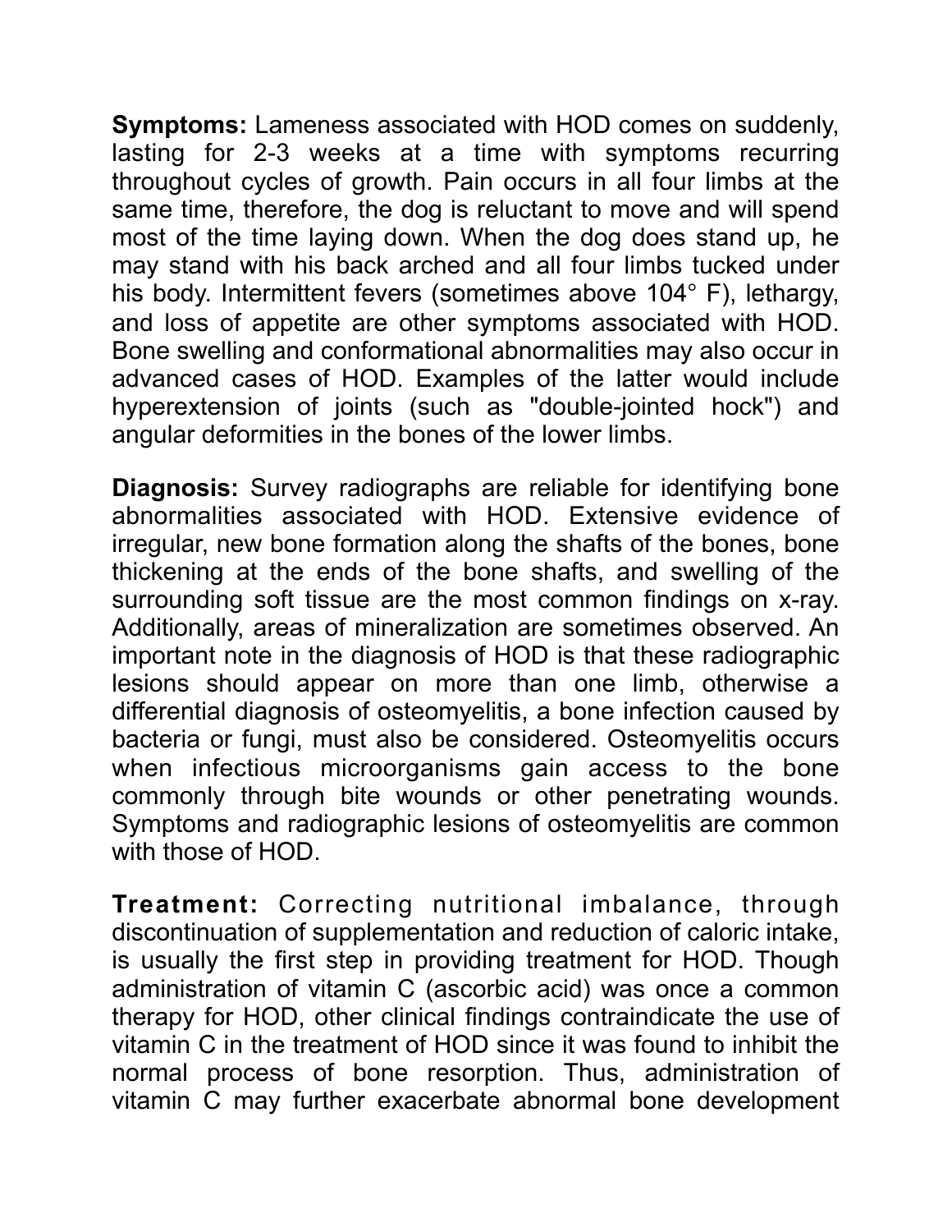**Symptoms:** Lameness associated with HOD comes on suddenly, lasting for 2-3 weeks at a time with symptoms recurring throughout cycles of growth. Pain occurs in all four limbs at the same time, therefore, the dog is reluctant to move and will spend most of the time laying down. When the dog does stand up, he may stand with his back arched and all four limbs tucked under his body. Intermittent fevers (sometimes above 104° F), lethargy, and loss of appetite are other symptoms associated with HOD. Bone swelling and conformational abnormalities may also occur in advanced cases of HOD. Examples of the latter would include hyperextension of joints (such as "double-jointed hock") and angular deformities in the bones of the lower limbs.

**Diagnosis:** Survey radiographs are reliable for identifying bone abnormalities associated with HOD. Extensive evidence of irregular, new bone formation along the shafts of the bones, bone thickening at the ends of the bone shafts, and swelling of the surrounding soft tissue are the most common findings on x-ray. Additionally, areas of mineralization are sometimes observed. An important note in the diagnosis of HOD is that these radiographic lesions should appear on more than one limb, otherwise a differential diagnosis of osteomyelitis, a bone infection caused by bacteria or fungi, must also be considered. Osteomyelitis occurs when infectious microorganisms gain access to the bone commonly through bite wounds or other penetrating wounds. Symptoms and radiographic lesions of osteomyelitis are common with those of HOD.

**Treatment:** Correcting nutritional imbalance, through discontinuation of supplementation and reduction of caloric intake, is usually the first step in providing treatment for HOD. Though administration of vitamin C (ascorbic acid) was once a common therapy for HOD, other clinical findings contraindicate the use of vitamin C in the treatment of HOD since it was found to inhibit the normal process of bone resorption. Thus, administration of vitamin C may further exacerbate abnormal bone development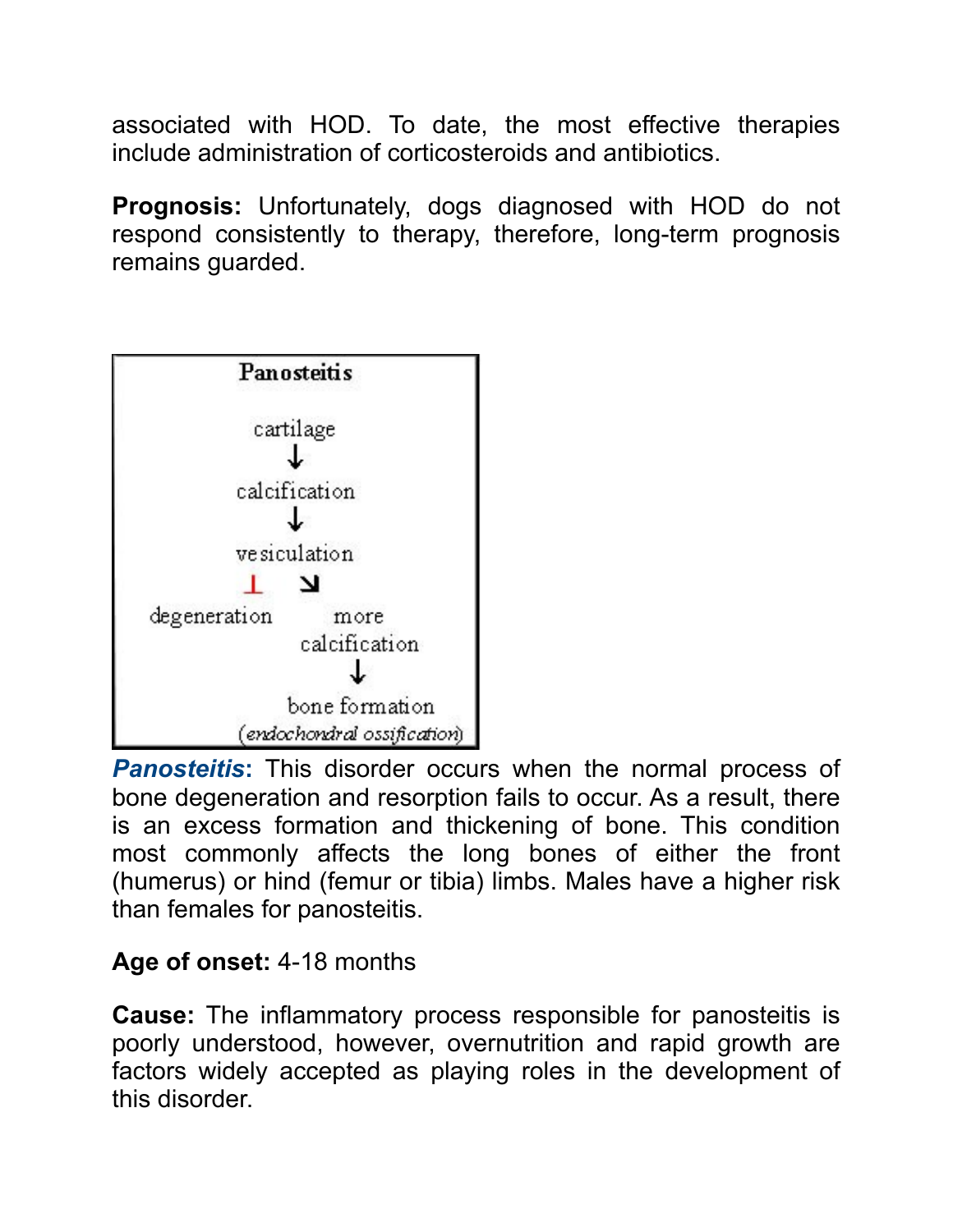associated with HOD. To date, the most effective therapies include administration of corticosteroids and antibiotics.

**Prognosis:** Unfortunately, dogs diagnosed with HOD do not respond consistently to therapy, therefore, long-term prognosis remains guarded.

**Panosteitis**

cartilage
↓
calcification
↓
vesiculation
⊥ ↘
degeneration more calcification
↓
bone formation
(*endochondral ossification*)

***Panosteitis*****:** This disorder occurs when the normal process of bone degeneration and resorption fails to occur. As a result, there is an excess formation and thickening of bone. This condition most commonly affects the long bones of either the front (humerus) or hind (femur or tibia) limbs. Males have a higher risk than females for panosteitis.

**Age of onset:** 4-18 months

**Cause:** The inflammatory process responsible for panosteitis is poorly understood, however, overnutrition and rapid growth are factors widely accepted as playing roles in the development of this disorder.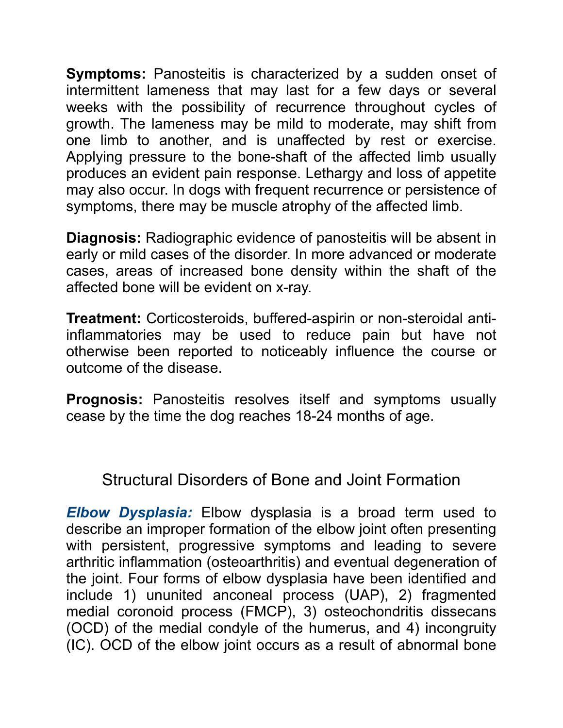**Symptoms:** Panosteitis is characterized by a sudden onset of intermittent lameness that may last for a few days or several weeks with the possibility of recurrence throughout cycles of growth. The lameness may be mild to moderate, may shift from one limb to another, and is unaffected by rest or exercise. Applying pressure to the bone-shaft of the affected limb usually produces an evident pain response. Lethargy and loss of appetite may also occur. In dogs with frequent recurrence or persistence of symptoms, there may be muscle atrophy of the affected limb.

**Diagnosis:** Radiographic evidence of panosteitis will be absent in early or mild cases of the disorder. In more advanced or moderate cases, areas of increased bone density within the shaft of the affected bone will be evident on x-ray.

**Treatment:** Corticosteroids, buffered-aspirin or non-steroidal anti-inflammatories may be used to reduce pain but have not otherwise been reported to noticeably influence the course or outcome of the disease.

**Prognosis:** Panosteitis resolves itself and symptoms usually cease by the time the dog reaches 18-24 months of age.

## Structural Disorders of Bone and Joint Formation

***Elbow Dysplasia:*** Elbow dysplasia is a broad term used to describe an improper formation of the elbow joint often presenting with persistent, progressive symptoms and leading to severe arthritic inflammation (osteoarthritis) and eventual degeneration of the joint. Four forms of elbow dysplasia have been identified and include 1) ununited anconeal process (UAP), 2) fragmented medial coronoid process (FMCP), 3) osteochondritis dissecans (OCD) of the medial condyle of the humerus, and 4) incongruity (IC). OCD of the elbow joint occurs as a result of abnormal bone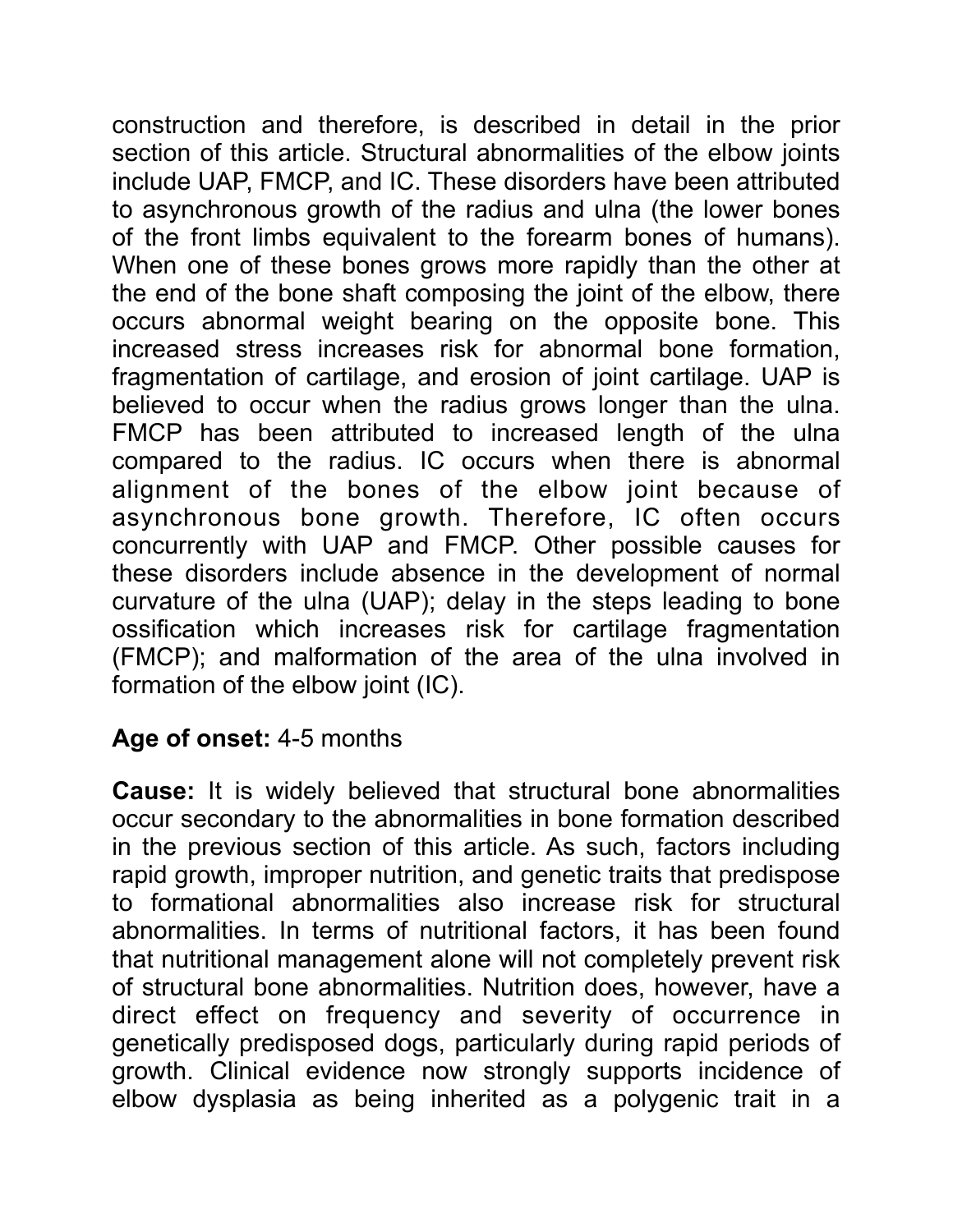construction and therefore, is described in detail in the prior section of this article. Structural abnormalities of the elbow joints include UAP, FMCP, and IC. These disorders have been attributed to asynchronous growth of the radius and ulna (the lower bones of the front limbs equivalent to the forearm bones of humans). When one of these bones grows more rapidly than the other at the end of the bone shaft composing the joint of the elbow, there occurs abnormal weight bearing on the opposite bone. This increased stress increases risk for abnormal bone formation, fragmentation of cartilage, and erosion of joint cartilage. UAP is believed to occur when the radius grows longer than the ulna. FMCP has been attributed to increased length of the ulna compared to the radius. IC occurs when there is abnormal alignment of the bones of the elbow joint because of asynchronous bone growth. Therefore, IC often occurs concurrently with UAP and FMCP. Other possible causes for these disorders include absence in the development of normal curvature of the ulna (UAP); delay in the steps leading to bone ossification which increases risk for cartilage fragmentation (FMCP); and malformation of the area of the ulna involved in formation of the elbow joint (IC).

**Age of onset:** 4-5 months

**Cause:** It is widely believed that structural bone abnormalities occur secondary to the abnormalities in bone formation described in the previous section of this article. As such, factors including rapid growth, improper nutrition, and genetic traits that predispose to formational abnormalities also increase risk for structural abnormalities. In terms of nutritional factors, it has been found that nutritional management alone will not completely prevent risk of structural bone abnormalities. Nutrition does, however, have a direct effect on frequency and severity of occurrence in genetically predisposed dogs, particularly during rapid periods of growth. Clinical evidence now strongly supports incidence of elbow dysplasia as being inherited as a polygenic trait in a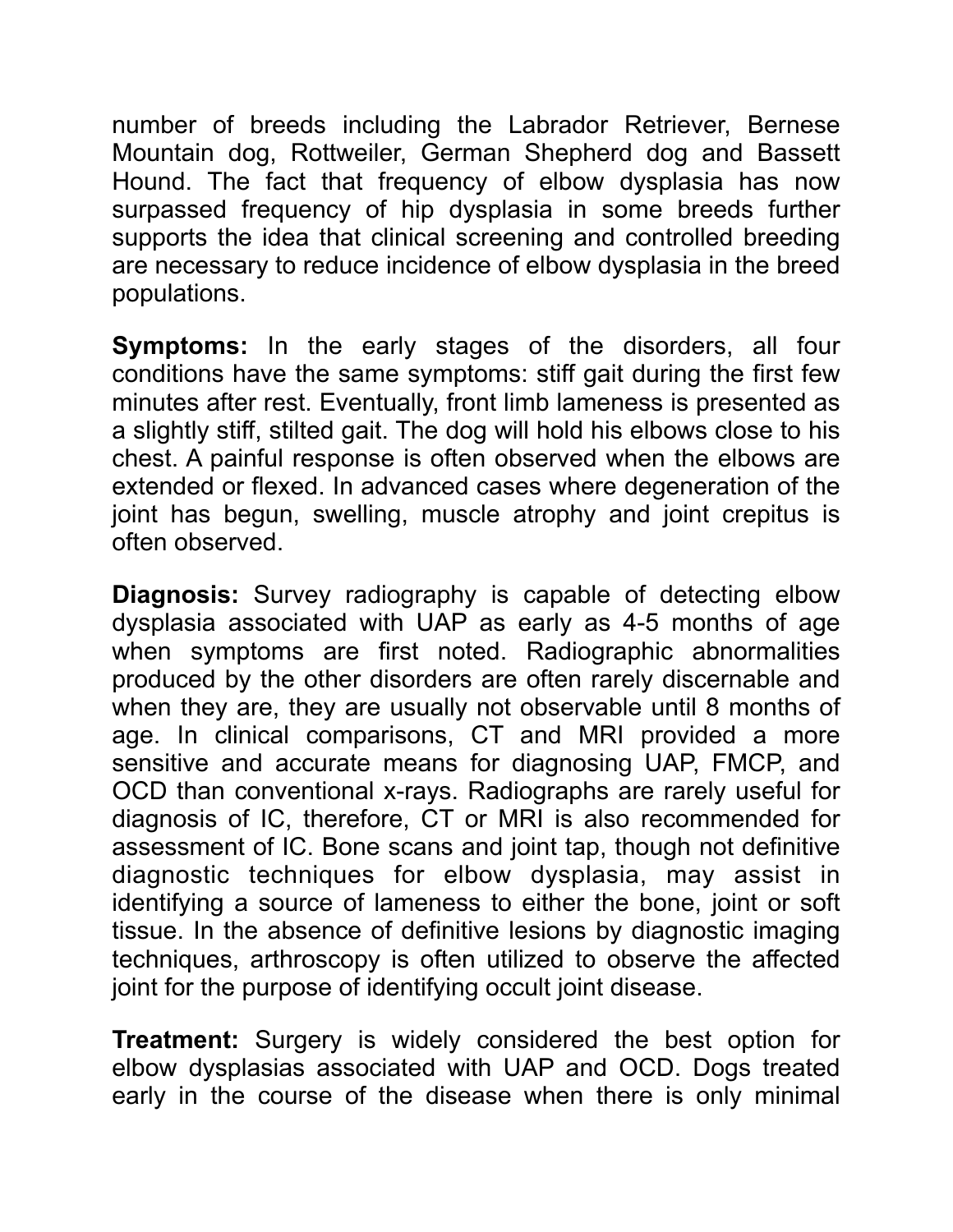number of breeds including the Labrador Retriever, Bernese Mountain dog, Rottweiler, German Shepherd dog and Bassett Hound. The fact that frequency of elbow dysplasia has now surpassed frequency of hip dysplasia in some breeds further supports the idea that clinical screening and controlled breeding are necessary to reduce incidence of elbow dysplasia in the breed populations.

**Symptoms:** In the early stages of the disorders, all four conditions have the same symptoms: stiff gait during the first few minutes after rest. Eventually, front limb lameness is presented as a slightly stiff, stilted gait. The dog will hold his elbows close to his chest. A painful response is often observed when the elbows are extended or flexed. In advanced cases where degeneration of the joint has begun, swelling, muscle atrophy and joint crepitus is often observed.

**Diagnosis:** Survey radiography is capable of detecting elbow dysplasia associated with UAP as early as 4-5 months of age when symptoms are first noted. Radiographic abnormalities produced by the other disorders are often rarely discernable and when they are, they are usually not observable until 8 months of age. In clinical comparisons, CT and MRI provided a more sensitive and accurate means for diagnosing UAP, FMCP, and OCD than conventional x-rays. Radiographs are rarely useful for diagnosis of IC, therefore, CT or MRI is also recommended for assessment of IC. Bone scans and joint tap, though not definitive diagnostic techniques for elbow dysplasia, may assist in identifying a source of lameness to either the bone, joint or soft tissue. In the absence of definitive lesions by diagnostic imaging techniques, arthroscopy is often utilized to observe the affected joint for the purpose of identifying occult joint disease.

**Treatment:** Surgery is widely considered the best option for elbow dysplasias associated with UAP and OCD. Dogs treated early in the course of the disease when there is only minimal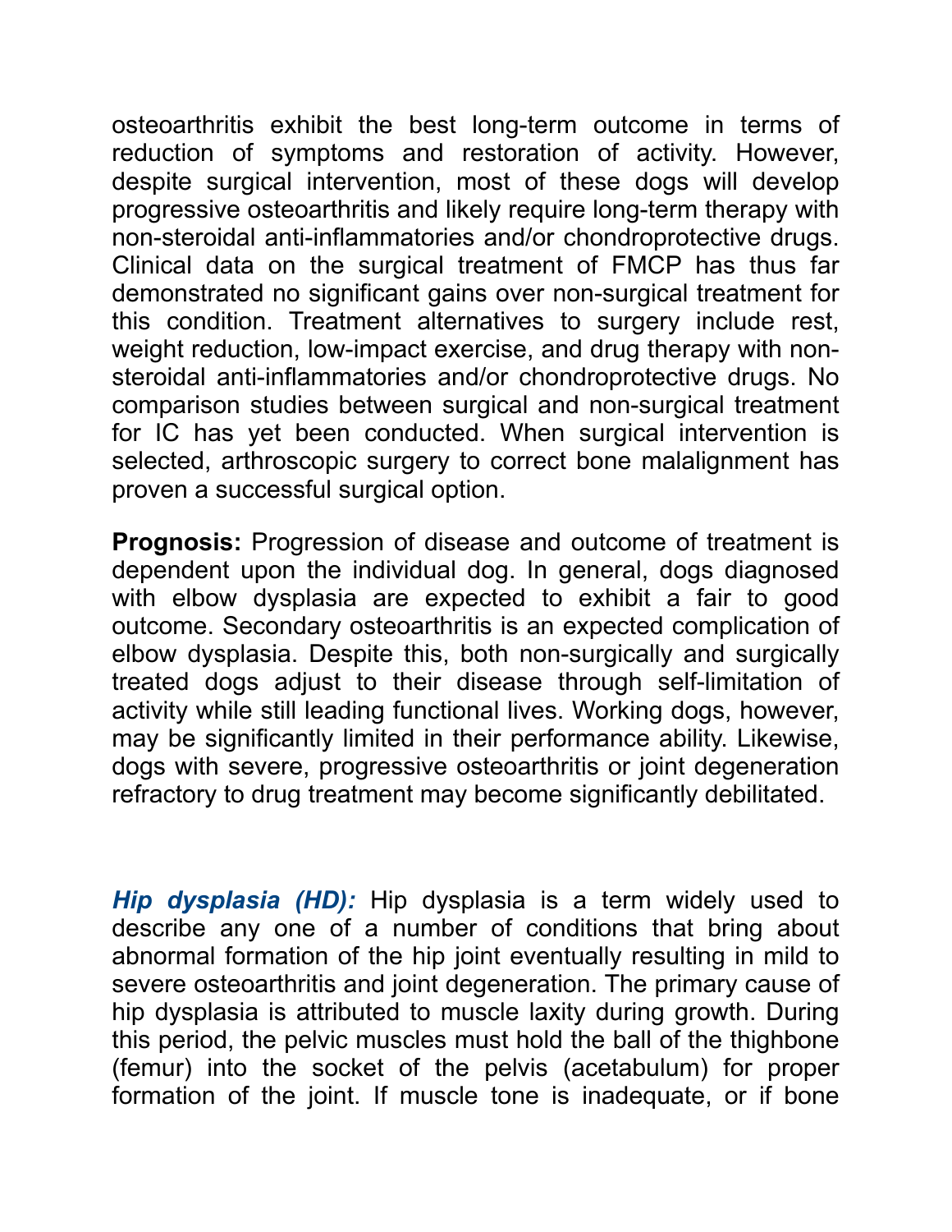osteoarthritis exhibit the best long-term outcome in terms of reduction of symptoms and restoration of activity. However, despite surgical intervention, most of these dogs will develop progressive osteoarthritis and likely require long-term therapy with non-steroidal anti-inflammatories and/or chondroprotective drugs. Clinical data on the surgical treatment of FMCP has thus far demonstrated no significant gains over non-surgical treatment for this condition. Treatment alternatives to surgery include rest, weight reduction, low-impact exercise, and drug therapy with non-steroidal anti-inflammatories and/or chondroprotective drugs. No comparison studies between surgical and non-surgical treatment for IC has yet been conducted. When surgical intervention is selected, arthroscopic surgery to correct bone malalignment has proven a successful surgical option.

**Prognosis:** Progression of disease and outcome of treatment is dependent upon the individual dog. In general, dogs diagnosed with elbow dysplasia are expected to exhibit a fair to good outcome. Secondary osteoarthritis is an expected complication of elbow dysplasia. Despite this, both non-surgically and surgically treated dogs adjust to their disease through self-limitation of activity while still leading functional lives. Working dogs, however, may be significantly limited in their performance ability. Likewise, dogs with severe, progressive osteoarthritis or joint degeneration refractory to drug treatment may become significantly debilitated.

***Hip dysplasia (HD):*** Hip dysplasia is a term widely used to describe any one of a number of conditions that bring about abnormal formation of the hip joint eventually resulting in mild to severe osteoarthritis and joint degeneration. The primary cause of hip dysplasia is attributed to muscle laxity during growth. During this period, the pelvic muscles must hold the ball of the thighbone (femur) into the socket of the pelvis (acetabulum) for proper formation of the joint. If muscle tone is inadequate, or if bone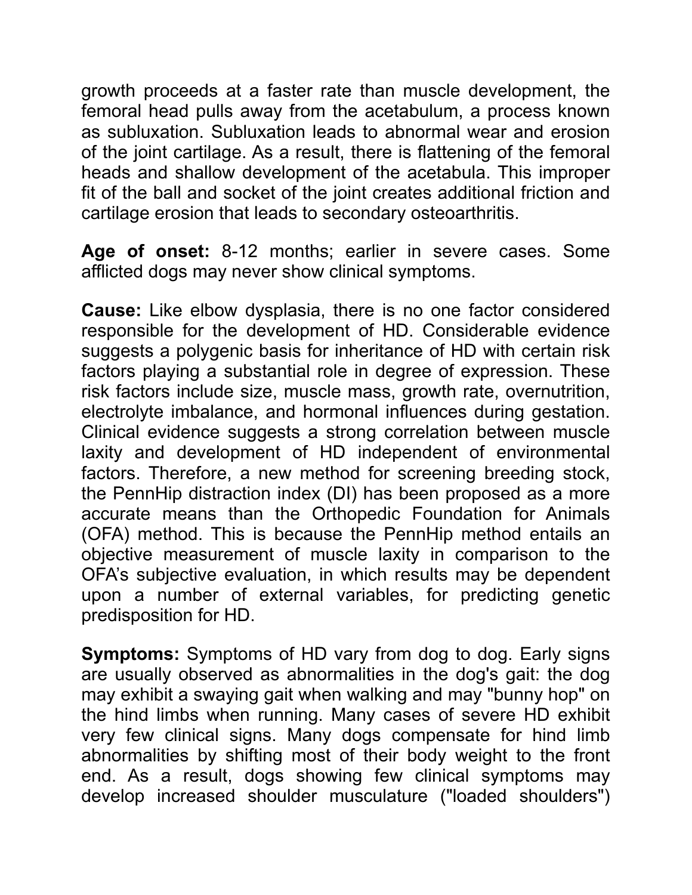growth proceeds at a faster rate than muscle development, the femoral head pulls away from the acetabulum, a process known as subluxation. Subluxation leads to abnormal wear and erosion of the joint cartilage. As a result, there is flattening of the femoral heads and shallow development of the acetabula. This improper fit of the ball and socket of the joint creates additional friction and cartilage erosion that leads to secondary osteoarthritis.

**Age of onset:** 8-12 months; earlier in severe cases. Some afflicted dogs may never show clinical symptoms.

**Cause:** Like elbow dysplasia, there is no one factor considered responsible for the development of HD. Considerable evidence suggests a polygenic basis for inheritance of HD with certain risk factors playing a substantial role in degree of expression. These risk factors include size, muscle mass, growth rate, overnutrition, electrolyte imbalance, and hormonal influences during gestation. Clinical evidence suggests a strong correlation between muscle laxity and development of HD independent of environmental factors. Therefore, a new method for screening breeding stock, the PennHip distraction index (DI) has been proposed as a more accurate means than the Orthopedic Foundation for Animals (OFA) method. This is because the PennHip method entails an objective measurement of muscle laxity in comparison to the OFA's subjective evaluation, in which results may be dependent upon a number of external variables, for predicting genetic predisposition for HD.

**Symptoms:** Symptoms of HD vary from dog to dog. Early signs are usually observed as abnormalities in the dog's gait: the dog may exhibit a swaying gait when walking and may "bunny hop" on the hind limbs when running. Many cases of severe HD exhibit very few clinical signs. Many dogs compensate for hind limb abnormalities by shifting most of their body weight to the front end. As a result, dogs showing few clinical symptoms may develop increased shoulder musculature ("loaded shoulders")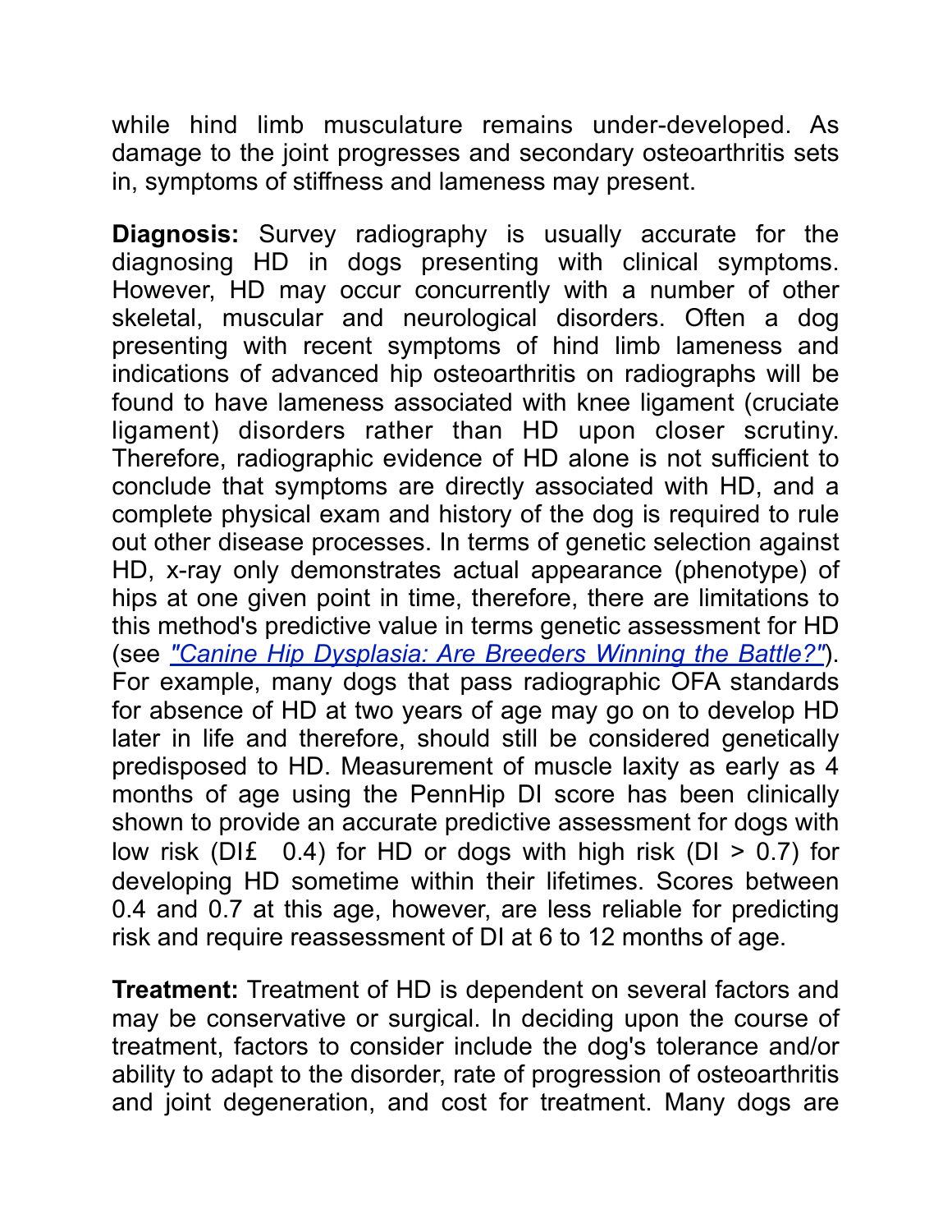while hind limb musculature remains under-developed. As damage to the joint progresses and secondary osteoarthritis sets in, symptoms of stiffness and lameness may present.

**Diagnosis:** Survey radiography is usually accurate for the diagnosing HD in dogs presenting with clinical symptoms. However, HD may occur concurrently with a number of other skeletal, muscular and neurological disorders. Often a dog presenting with recent symptoms of hind limb lameness and indications of advanced hip osteoarthritis on radiographs will be found to have lameness associated with knee ligament (cruciate ligament) disorders rather than HD upon closer scrutiny. Therefore, radiographic evidence of HD alone is not sufficient to conclude that symptoms are directly associated with HD, and a complete physical exam and history of the dog is required to rule out other disease processes. In terms of genetic selection against HD, x-ray only demonstrates actual appearance (phenotype) of hips at one given point in time, therefore, there are limitations to this method's predictive value in terms genetic assessment for HD (see *"Canine Hip Dysplasia: Are Breeders Winning the Battle?"*). For example, many dogs that pass radiographic OFA standards for absence of HD at two years of age may go on to develop HD later in life and therefore, should still be considered genetically predisposed to HD. Measurement of muscle laxity as early as 4 months of age using the PennHip DI score has been clinically shown to provide an accurate predictive assessment for dogs with low risk (DI£ 0.4) for HD or dogs with high risk (DI > 0.7) for developing HD sometime within their lifetimes. Scores between 0.4 and 0.7 at this age, however, are less reliable for predicting risk and require reassessment of DI at 6 to 12 months of age.

**Treatment:** Treatment of HD is dependent on several factors and may be conservative or surgical. In deciding upon the course of treatment, factors to consider include the dog's tolerance and/or ability to adapt to the disorder, rate of progression of osteoarthritis and joint degeneration, and cost for treatment. Many dogs are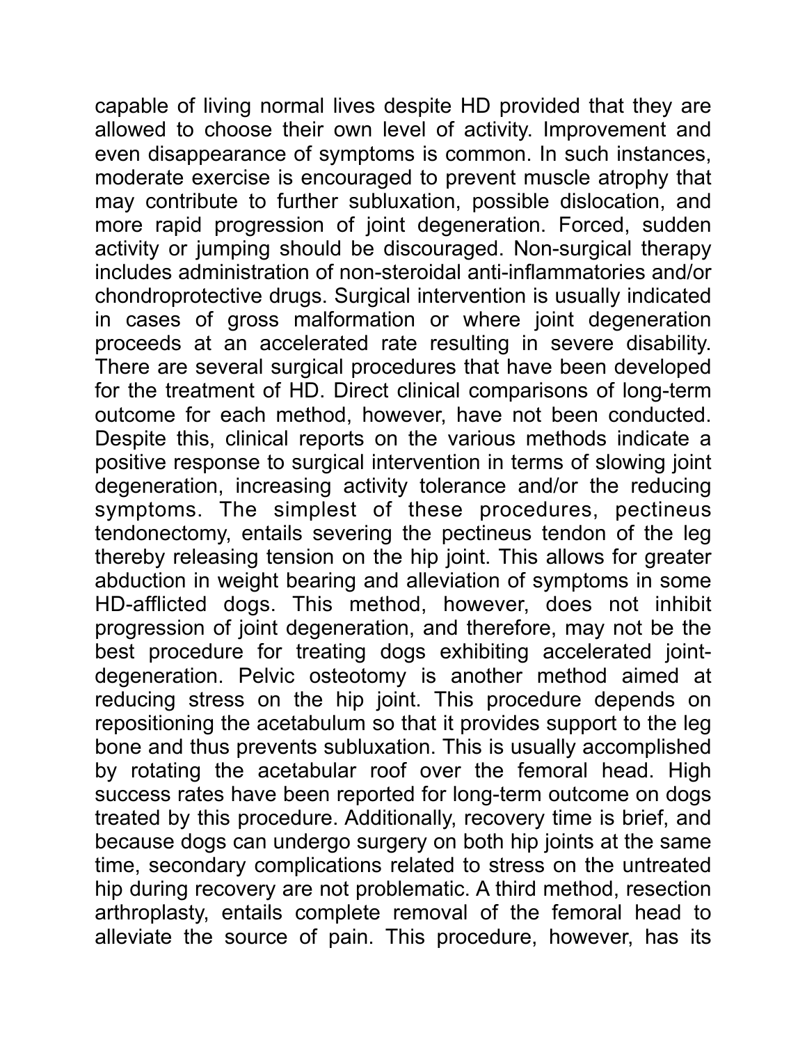capable of living normal lives despite HD provided that they are allowed to choose their own level of activity. Improvement and even disappearance of symptoms is common. In such instances, moderate exercise is encouraged to prevent muscle atrophy that may contribute to further subluxation, possible dislocation, and more rapid progression of joint degeneration. Forced, sudden activity or jumping should be discouraged. Non-surgical therapy includes administration of non-steroidal anti-inflammatories and/or chondroprotective drugs. Surgical intervention is usually indicated in cases of gross malformation or where joint degeneration proceeds at an accelerated rate resulting in severe disability. There are several surgical procedures that have been developed for the treatment of HD. Direct clinical comparisons of long-term outcome for each method, however, have not been conducted. Despite this, clinical reports on the various methods indicate a positive response to surgical intervention in terms of slowing joint degeneration, increasing activity tolerance and/or the reducing symptoms. The simplest of these procedures, pectineus tendonectomy, entails severing the pectineus tendon of the leg thereby releasing tension on the hip joint. This allows for greater abduction in weight bearing and alleviation of symptoms in some HD-afflicted dogs. This method, however, does not inhibit progression of joint degeneration, and therefore, may not be the best procedure for treating dogs exhibiting accelerated joint-degeneration. Pelvic osteotomy is another method aimed at reducing stress on the hip joint. This procedure depends on repositioning the acetabulum so that it provides support to the leg bone and thus prevents subluxation. This is usually accomplished by rotating the acetabular roof over the femoral head. High success rates have been reported for long-term outcome on dogs treated by this procedure. Additionally, recovery time is brief, and because dogs can undergo surgery on both hip joints at the same time, secondary complications related to stress on the untreated hip during recovery are not problematic. A third method, resection arthroplasty, entails complete removal of the femoral head to alleviate the source of pain. This procedure, however, has its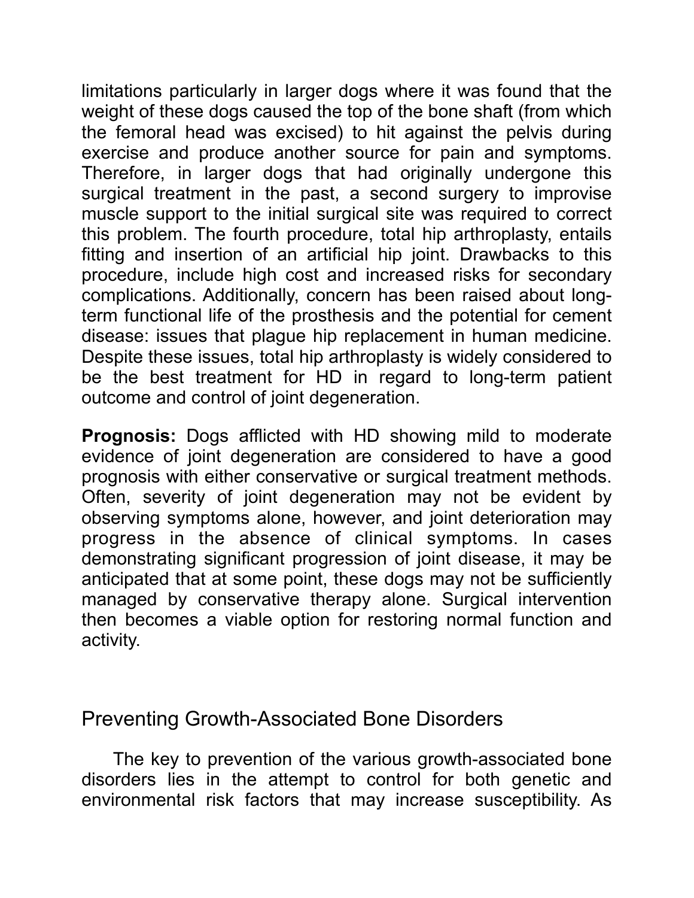limitations particularly in larger dogs where it was found that the weight of these dogs caused the top of the bone shaft (from which the femoral head was excised) to hit against the pelvis during exercise and produce another source for pain and symptoms. Therefore, in larger dogs that had originally undergone this surgical treatment in the past, a second surgery to improvise muscle support to the initial surgical site was required to correct this problem. The fourth procedure, total hip arthroplasty, entails fitting and insertion of an artificial hip joint. Drawbacks to this procedure, include high cost and increased risks for secondary complications. Additionally, concern has been raised about long-term functional life of the prosthesis and the potential for cement disease: issues that plague hip replacement in human medicine. Despite these issues, total hip arthroplasty is widely considered to be the best treatment for HD in regard to long-term patient outcome and control of joint degeneration.

**Prognosis:** Dogs afflicted with HD showing mild to moderate evidence of joint degeneration are considered to have a good prognosis with either conservative or surgical treatment methods. Often, severity of joint degeneration may not be evident by observing symptoms alone, however, and joint deterioration may progress in the absence of clinical symptoms. In cases demonstrating significant progression of joint disease, it may be anticipated that at some point, these dogs may not be sufficiently managed by conservative therapy alone. Surgical intervention then becomes a viable option for restoring normal function and activity.

## Preventing Growth-Associated Bone Disorders

The key to prevention of the various growth-associated bone disorders lies in the attempt to control for both genetic and environmental risk factors that may increase susceptibility. As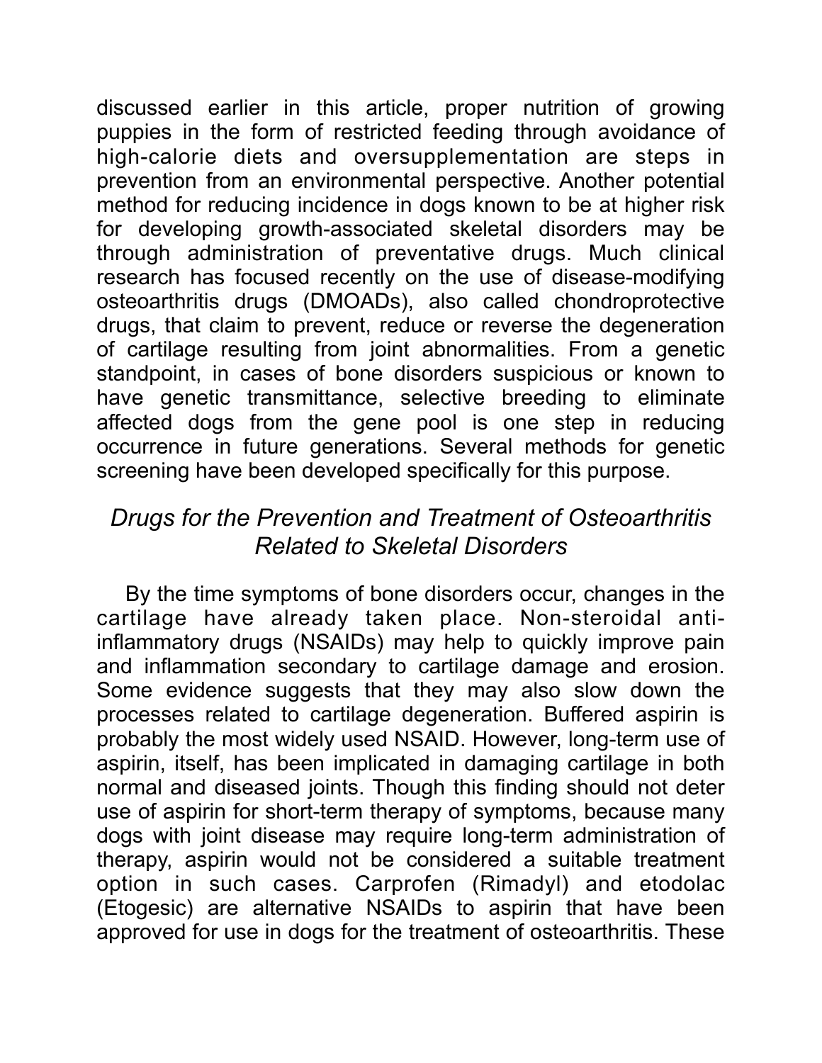discussed earlier in this article, proper nutrition of growing puppies in the form of restricted feeding through avoidance of high-calorie diets and oversupplementation are steps in prevention from an environmental perspective. Another potential method for reducing incidence in dogs known to be at higher risk for developing growth-associated skeletal disorders may be through administration of preventative drugs. Much clinical research has focused recently on the use of disease-modifying osteoarthritis drugs (DMOADs), also called chondroprotective drugs, that claim to prevent, reduce or reverse the degeneration of cartilage resulting from joint abnormalities. From a genetic standpoint, in cases of bone disorders suspicious or known to have genetic transmittance, selective breeding to eliminate affected dogs from the gene pool is one step in reducing occurrence in future generations. Several methods for genetic screening have been developed specifically for this purpose.

## *Drugs for the Prevention and Treatment of Osteoarthritis Related to Skeletal Disorders*

By the time symptoms of bone disorders occur, changes in the cartilage have already taken place. Non-steroidal anti-inflammatory drugs (NSAIDs) may help to quickly improve pain and inflammation secondary to cartilage damage and erosion. Some evidence suggests that they may also slow down the processes related to cartilage degeneration. Buffered aspirin is probably the most widely used NSAID. However, long-term use of aspirin, itself, has been implicated in damaging cartilage in both normal and diseased joints. Though this finding should not deter use of aspirin for short-term therapy of symptoms, because many dogs with joint disease may require long-term administration of therapy, aspirin would not be considered a suitable treatment option in such cases. Carprofen (Rimadyl) and etodolac (Etogesic) are alternative NSAIDs to aspirin that have been approved for use in dogs for the treatment of osteoarthritis. These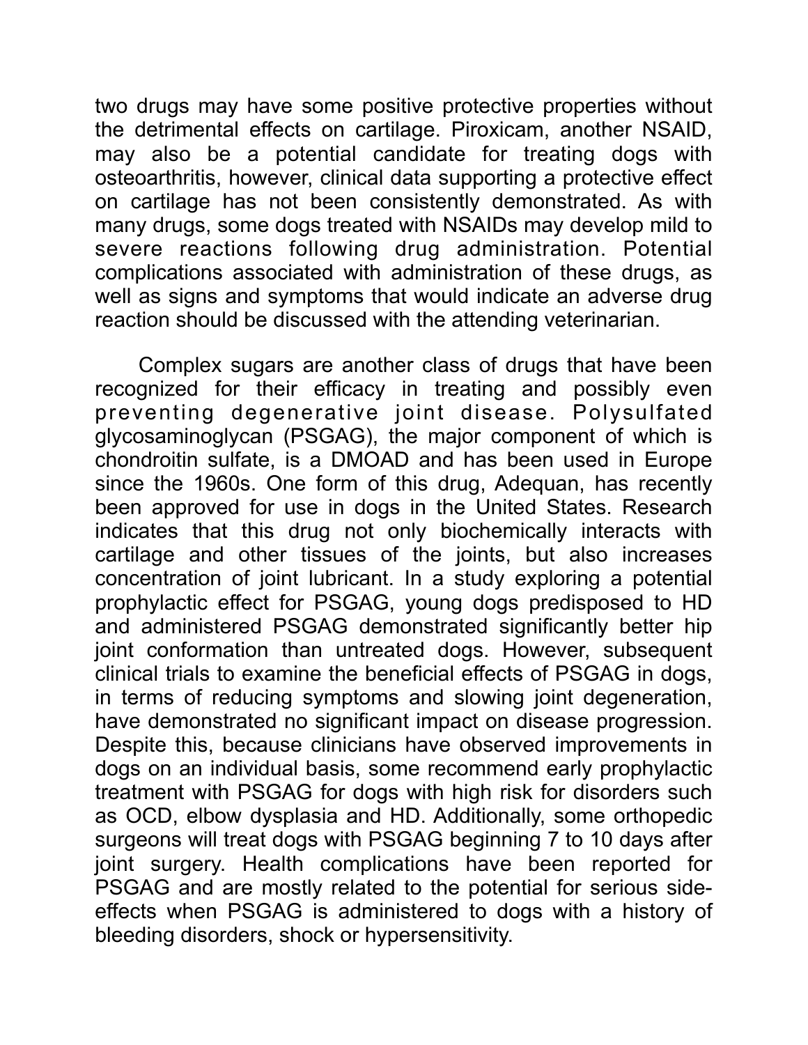two drugs may have some positive protective properties without the detrimental effects on cartilage. Piroxicam, another NSAID, may also be a potential candidate for treating dogs with osteoarthritis, however, clinical data supporting a protective effect on cartilage has not been consistently demonstrated. As with many drugs, some dogs treated with NSAIDs may develop mild to severe reactions following drug administration. Potential complications associated with administration of these drugs, as well as signs and symptoms that would indicate an adverse drug reaction should be discussed with the attending veterinarian.

Complex sugars are another class of drugs that have been recognized for their efficacy in treating and possibly even preventing degenerative joint disease. Polysulfated glycosaminoglycan (PSGAG), the major component of which is chondroitin sulfate, is a DMOAD and has been used in Europe since the 1960s. One form of this drug, Adequan, has recently been approved for use in dogs in the United States. Research indicates that this drug not only biochemically interacts with cartilage and other tissues of the joints, but also increases concentration of joint lubricant. In a study exploring a potential prophylactic effect for PSGAG, young dogs predisposed to HD and administered PSGAG demonstrated significantly better hip joint conformation than untreated dogs. However, subsequent clinical trials to examine the beneficial effects of PSGAG in dogs, in terms of reducing symptoms and slowing joint degeneration, have demonstrated no significant impact on disease progression. Despite this, because clinicians have observed improvements in dogs on an individual basis, some recommend early prophylactic treatment with PSGAG for dogs with high risk for disorders such as OCD, elbow dysplasia and HD. Additionally, some orthopedic surgeons will treat dogs with PSGAG beginning 7 to 10 days after joint surgery. Health complications have been reported for PSGAG and are mostly related to the potential for serious side-effects when PSGAG is administered to dogs with a history of bleeding disorders, shock or hypersensitivity.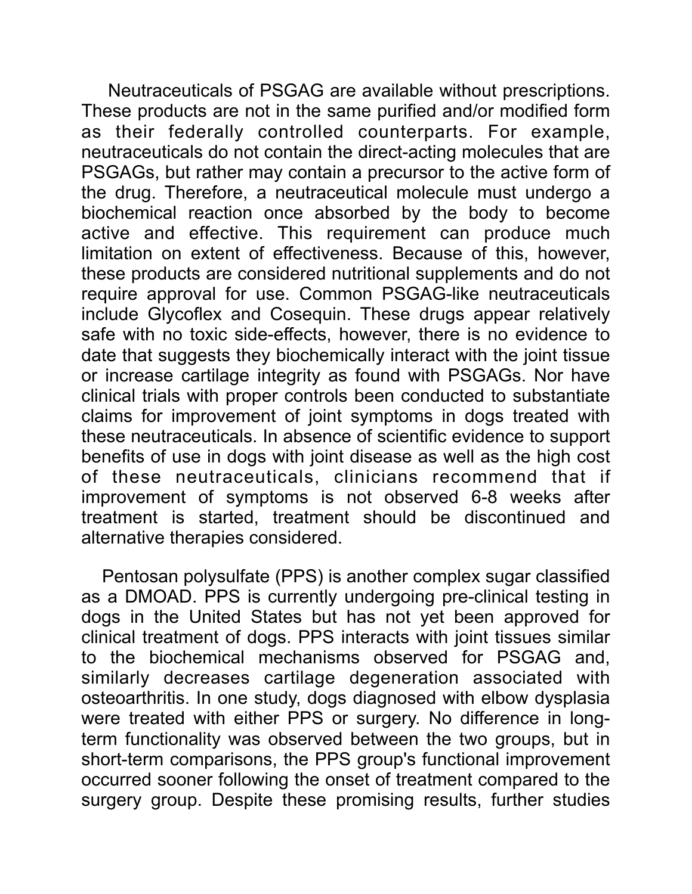Neutraceuticals of PSGAG are available without prescriptions. These products are not in the same purified and/or modified form as their federally controlled counterparts. For example, neutraceuticals do not contain the direct-acting molecules that are PSGAGs, but rather may contain a precursor to the active form of the drug. Therefore, a neutraceutical molecule must undergo a biochemical reaction once absorbed by the body to become active and effective. This requirement can produce much limitation on extent of effectiveness. Because of this, however, these products are considered nutritional supplements and do not require approval for use. Common PSGAG-like neutraceuticals include Glycoflex and Cosequin. These drugs appear relatively safe with no toxic side-effects, however, there is no evidence to date that suggests they biochemically interact with the joint tissue or increase cartilage integrity as found with PSGAGs. Nor have clinical trials with proper controls been conducted to substantiate claims for improvement of joint symptoms in dogs treated with these neutraceuticals. In absence of scientific evidence to support benefits of use in dogs with joint disease as well as the high cost of these neutraceuticals, clinicians recommend that if improvement of symptoms is not observed 6-8 weeks after treatment is started, treatment should be discontinued and alternative therapies considered.

Pentosan polysulfate (PPS) is another complex sugar classified as a DMOAD. PPS is currently undergoing pre-clinical testing in dogs in the United States but has not yet been approved for clinical treatment of dogs. PPS interacts with joint tissues similar to the biochemical mechanisms observed for PSGAG and, similarly decreases cartilage degeneration associated with osteoarthritis. In one study, dogs diagnosed with elbow dysplasia were treated with either PPS or surgery. No difference in long-term functionality was observed between the two groups, but in short-term comparisons, the PPS group's functional improvement occurred sooner following the onset of treatment compared to the surgery group. Despite these promising results, further studies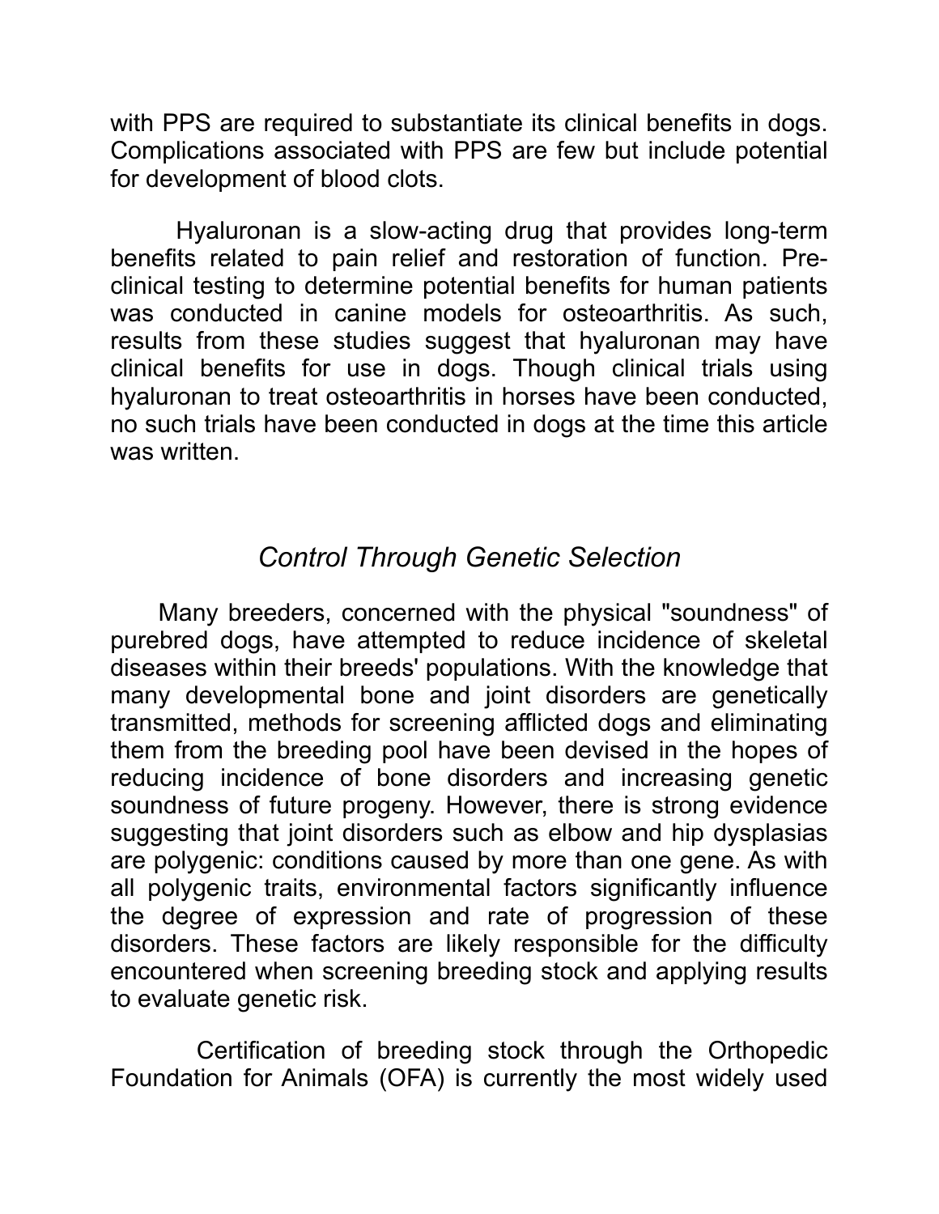with PPS are required to substantiate its clinical benefits in dogs. Complications associated with PPS are few but include potential for development of blood clots.

Hyaluronan is a slow-acting drug that provides long-term benefits related to pain relief and restoration of function. Pre-clinical testing to determine potential benefits for human patients was conducted in canine models for osteoarthritis. As such, results from these studies suggest that hyaluronan may have clinical benefits for use in dogs. Though clinical trials using hyaluronan to treat osteoarthritis in horses have been conducted, no such trials have been conducted in dogs at the time this article was written.

## *Control Through Genetic Selection*

Many breeders, concerned with the physical "soundness" of purebred dogs, have attempted to reduce incidence of skeletal diseases within their breeds' populations. With the knowledge that many developmental bone and joint disorders are genetically transmitted, methods for screening afflicted dogs and eliminating them from the breeding pool have been devised in the hopes of reducing incidence of bone disorders and increasing genetic soundness of future progeny. However, there is strong evidence suggesting that joint disorders such as elbow and hip dysplasias are polygenic: conditions caused by more than one gene. As with all polygenic traits, environmental factors significantly influence the degree of expression and rate of progression of these disorders. These factors are likely responsible for the difficulty encountered when screening breeding stock and applying results to evaluate genetic risk.

Certification of breeding stock through the Orthopedic Foundation for Animals (OFA) is currently the most widely used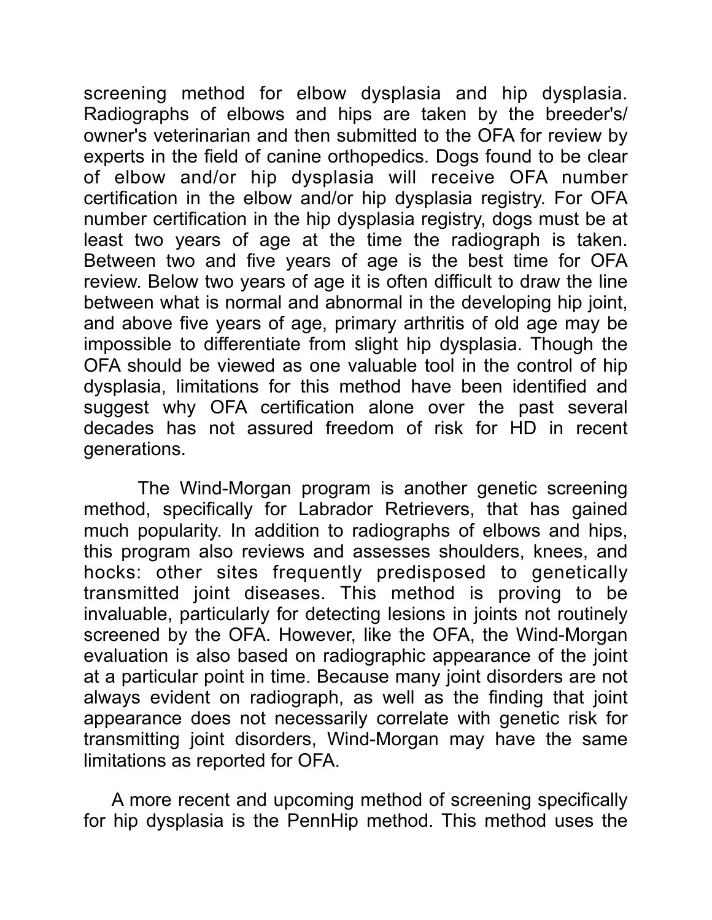screening method for elbow dysplasia and hip dysplasia. Radiographs of elbows and hips are taken by the breeder's/ owner's veterinarian and then submitted to the OFA for review by experts in the field of canine orthopedics. Dogs found to be clear of elbow and/or hip dysplasia will receive OFA number certification in the elbow and/or hip dysplasia registry. For OFA number certification in the hip dysplasia registry, dogs must be at least two years of age at the time the radiograph is taken. Between two and five years of age is the best time for OFA review. Below two years of age it is often difficult to draw the line between what is normal and abnormal in the developing hip joint, and above five years of age, primary arthritis of old age may be impossible to differentiate from slight hip dysplasia. Though the OFA should be viewed as one valuable tool in the control of hip dysplasia, limitations for this method have been identified and suggest why OFA certification alone over the past several decades has not assured freedom of risk for HD in recent generations.

The Wind-Morgan program is another genetic screening method, specifically for Labrador Retrievers, that has gained much popularity. In addition to radiographs of elbows and hips, this program also reviews and assesses shoulders, knees, and hocks: other sites frequently predisposed to genetically transmitted joint diseases. This method is proving to be invaluable, particularly for detecting lesions in joints not routinely screened by the OFA. However, like the OFA, the Wind-Morgan evaluation is also based on radiographic appearance of the joint at a particular point in time. Because many joint disorders are not always evident on radiograph, as well as the finding that joint appearance does not necessarily correlate with genetic risk for transmitting joint disorders, Wind-Morgan may have the same limitations as reported for OFA.

A more recent and upcoming method of screening specifically for hip dysplasia is the PennHip method. This method uses the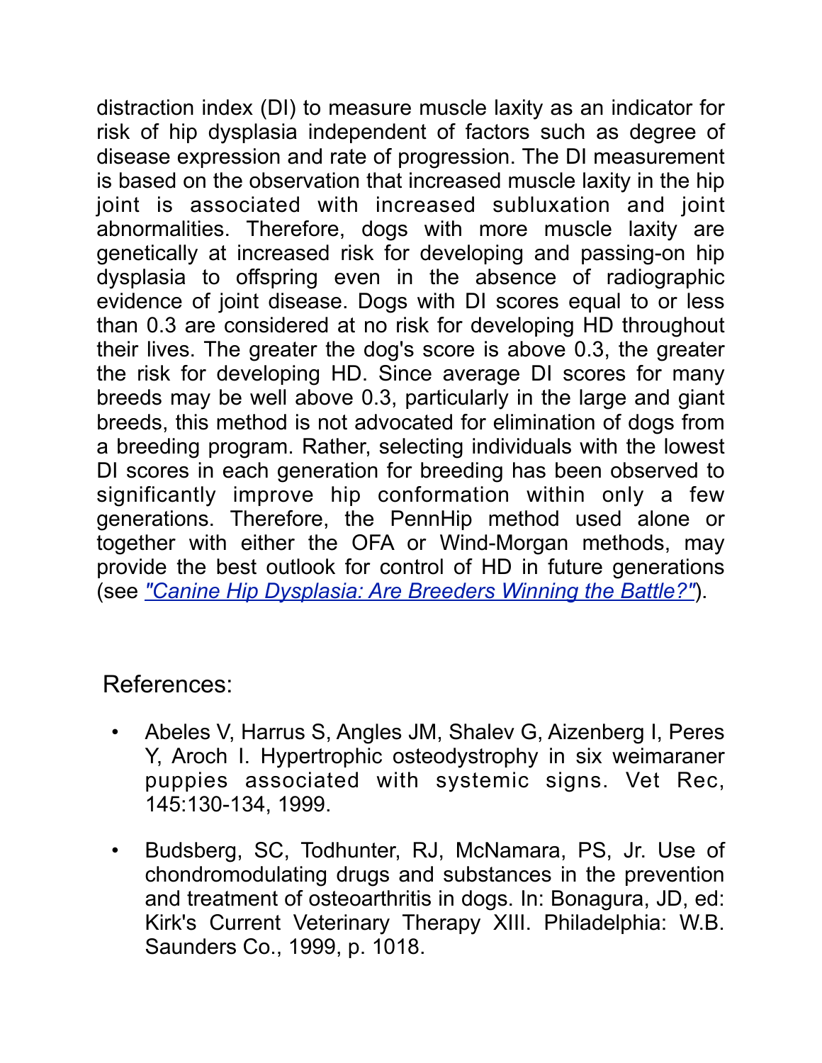distraction index (DI) to measure muscle laxity as an indicator for risk of hip dysplasia independent of factors such as degree of disease expression and rate of progression. The DI measurement is based on the observation that increased muscle laxity in the hip joint is associated with increased subluxation and joint abnormalities. Therefore, dogs with more muscle laxity are genetically at increased risk for developing and passing-on hip dysplasia to offspring even in the absence of radiographic evidence of joint disease. Dogs with DI scores equal to or less than 0.3 are considered at no risk for developing HD throughout their lives. The greater the dog's score is above 0.3, the greater the risk for developing HD. Since average DI scores for many breeds may be well above 0.3, particularly in the large and giant breeds, this method is not advocated for elimination of dogs from a breeding program. Rather, selecting individuals with the lowest DI scores in each generation for breeding has been observed to significantly improve hip conformation within only a few generations. Therefore, the PennHip method used alone or together with either the OFA or Wind-Morgan methods, may provide the best outlook for control of HD in future generations (see *"Canine Hip Dysplasia: Are Breeders Winning the Battle?"*).

## References:

- Abeles V, Harrus S, Angles JM, Shalev G, Aizenberg I, Peres Y, Aroch I. Hypertrophic osteodystrophy in six weimaraner puppies associated with systemic signs. Vet Rec, 145:130-134, 1999.
- Budsberg, SC, Todhunter, RJ, McNamara, PS, Jr. Use of chondromodulating drugs and substances in the prevention and treatment of osteoarthritis in dogs. In: Bonagura, JD, ed: Kirk's Current Veterinary Therapy XIII. Philadelphia: W.B. Saunders Co., 1999, p. 1018.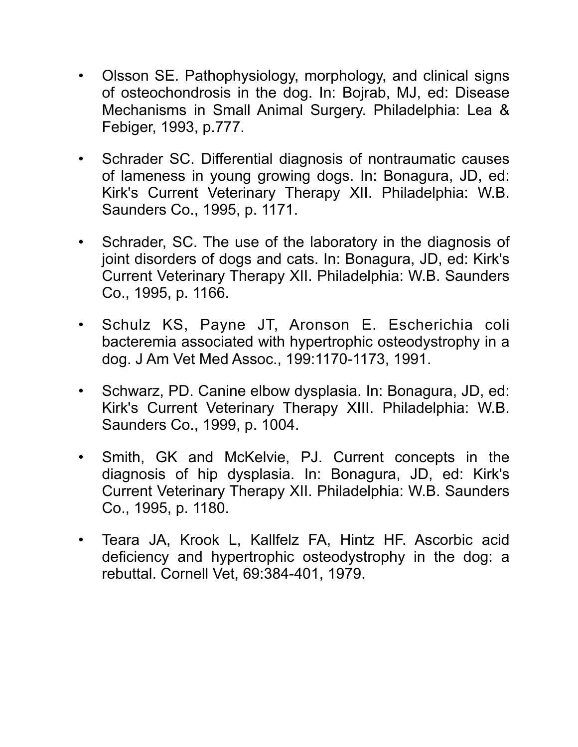- Olsson SE. Pathophysiology, morphology, and clinical signs of osteochondrosis in the dog. In: Bojrab, MJ, ed: Disease Mechanisms in Small Animal Surgery. Philadelphia: Lea & Febiger, 1993, p.777.

- Schrader SC. Differential diagnosis of nontraumatic causes of lameness in young growing dogs. In: Bonagura, JD, ed: Kirk's Current Veterinary Therapy XII. Philadelphia: W.B. Saunders Co., 1995, p. 1171.

- Schrader, SC. The use of the laboratory in the diagnosis of joint disorders of dogs and cats. In: Bonagura, JD, ed: Kirk's Current Veterinary Therapy XII. Philadelphia: W.B. Saunders Co., 1995, p. 1166.

- Schulz KS, Payne JT, Aronson E. Escherichia coli bacteremia associated with hypertrophic osteodystrophy in a dog. J Am Vet Med Assoc., 199:1170-1173, 1991.

- Schwarz, PD. Canine elbow dysplasia. In: Bonagura, JD, ed: Kirk's Current Veterinary Therapy XIII. Philadelphia: W.B. Saunders Co., 1999, p. 1004.

- Smith, GK and McKelvie, PJ. Current concepts in the diagnosis of hip dysplasia. In: Bonagura, JD, ed: Kirk's Current Veterinary Therapy XII. Philadelphia: W.B. Saunders Co., 1995, p. 1180.

- Teara JA, Krook L, Kallfelz FA, Hintz HF. Ascorbic acid deficiency and hypertrophic osteodystrophy in the dog: a rebuttal. Cornell Vet, 69:384-401, 1979.